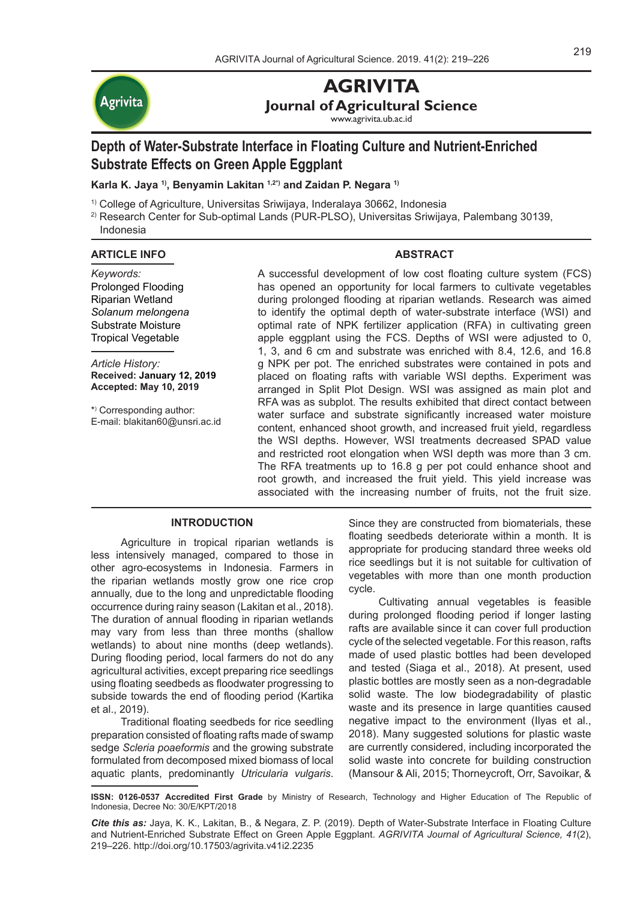# AGRIVITA

**Journal of Agricultural Science**

www.agrivita.ub.ac.id

## Depth of Water-Substrate Interface in Floating Culture and Nutrient-Enriched Substrate Effects on Green Apple Eggplant

**Karla K. Jaya [1], Benyamin Lakitan [1,2*] and Zaidan P. Negara [1]**

[1] College of Agriculture, Universitas Sriwijaya, Inderalaya 30662, Indonesia

[2] Research Center for Sub-optimal Lands (PUR-PLSO), Universitas Sriwijaya, Palembang 30139, Indonesia

### ARTICLE INFO

*Keywords:*
Prolonged Flooding
Riparian Wetland
*Solanum melongena*
Substrate Moisture
Tropical Vegetable

*Article History:*
**Received: January 12, 2019**
**Accepted: May 10, 2019**

[*] Corresponding author:
E-mail: blakitan60@unsri.ac.id

### ABSTRACT

A successful development of low cost floating culture system (FCS) has opened an opportunity for local farmers to cultivate vegetables during prolonged flooding at riparian wetlands. Research was aimed to identify the optimal depth of water-substrate interface (WSI) and optimal rate of NPK fertilizer application (RFA) in cultivating green apple eggplant using the FCS. Depths of WSI were adjusted to 0, 1, 3, and 6 cm and substrate was enriched with 8.4, 12.6, and 16.8 g NPK per pot. The enriched substrates were contained in pots and placed on floating rafts with variable WSI depths. Experiment was arranged in Split Plot Design. WSI was assigned as main plot and RFA was as subplot. The results exhibited that direct contact between water surface and substrate significantly increased water moisture content, enhanced shoot growth, and increased fruit yield, regardless the WSI depths. However, WSI treatments decreased SPAD value and restricted root elongation when WSI depth was more than 3 cm. The RFA treatments up to 16.8 g per pot could enhance shoot and root growth, and increased the fruit yield. This yield increase was associated with the increasing number of fruits, not the fruit size.

### INTRODUCTION

Agriculture in tropical riparian wetlands is less intensively managed, compared to those in other agro-ecosystems in Indonesia. Farmers in the riparian wetlands mostly grow one rice crop annually, due to the long and unpredictable flooding occurrence during rainy season (Lakitan et al., 2018). The duration of annual flooding in riparian wetlands may vary from less than three months (shallow wetlands) to about nine months (deep wetlands). During flooding period, local farmers do not do any agricultural activities, except preparing rice seedlings using floating seedbeds as floodwater progressing to subside towards the end of flooding period (Kartika et al., 2019).

Traditional floating seedbeds for rice seedling preparation consisted of floating rafts made of swamp sedge *Scleria poaeformis* and the growing substrate formulated from decomposed mixed biomass of local aquatic plants, predominantly *Utricularia vulgaris*. Since they are constructed from biomaterials, these floating seedbeds deteriorate within a month. It is appropriate for producing standard three weeks old rice seedlings but it is not suitable for cultivation of vegetables with more than one month production cycle.

Cultivating annual vegetables is feasible during prolonged flooding period if longer lasting rafts are available since it can cover full production cycle of the selected vegetable. For this reason, rafts made of used plastic bottles had been developed and tested (Siaga et al., 2018). At present, used plastic bottles are mostly seen as a non-degradable solid waste. The low biodegradability of plastic waste and its presence in large quantities caused negative impact to the environment (Ilyas et al., 2018). Many suggested solutions for plastic waste are currently considered, including incorporated the solid waste into concrete for building construction (Mansour & Ali, 2015; Thorneycroft, Orr, Savoikar, &

**ISSN: 0126-0537 Accredited First Grade** by Ministry of Research, Technology and Higher Education of The Republic of Indonesia, Decree No: 30/E/KPT/2018

***Cite this as:*** Jaya, K. K., Lakitan, B., & Negara, Z. P. (2019). Depth of Water-Substrate Interface in Floating Culture and Nutrient-Enriched Substrate Effect on Green Apple Eggplant. *AGRIVITA Journal of Agricultural Science, 41*(2), 219–226. http://doi.org/10.17503/agrivita.v41i2.2235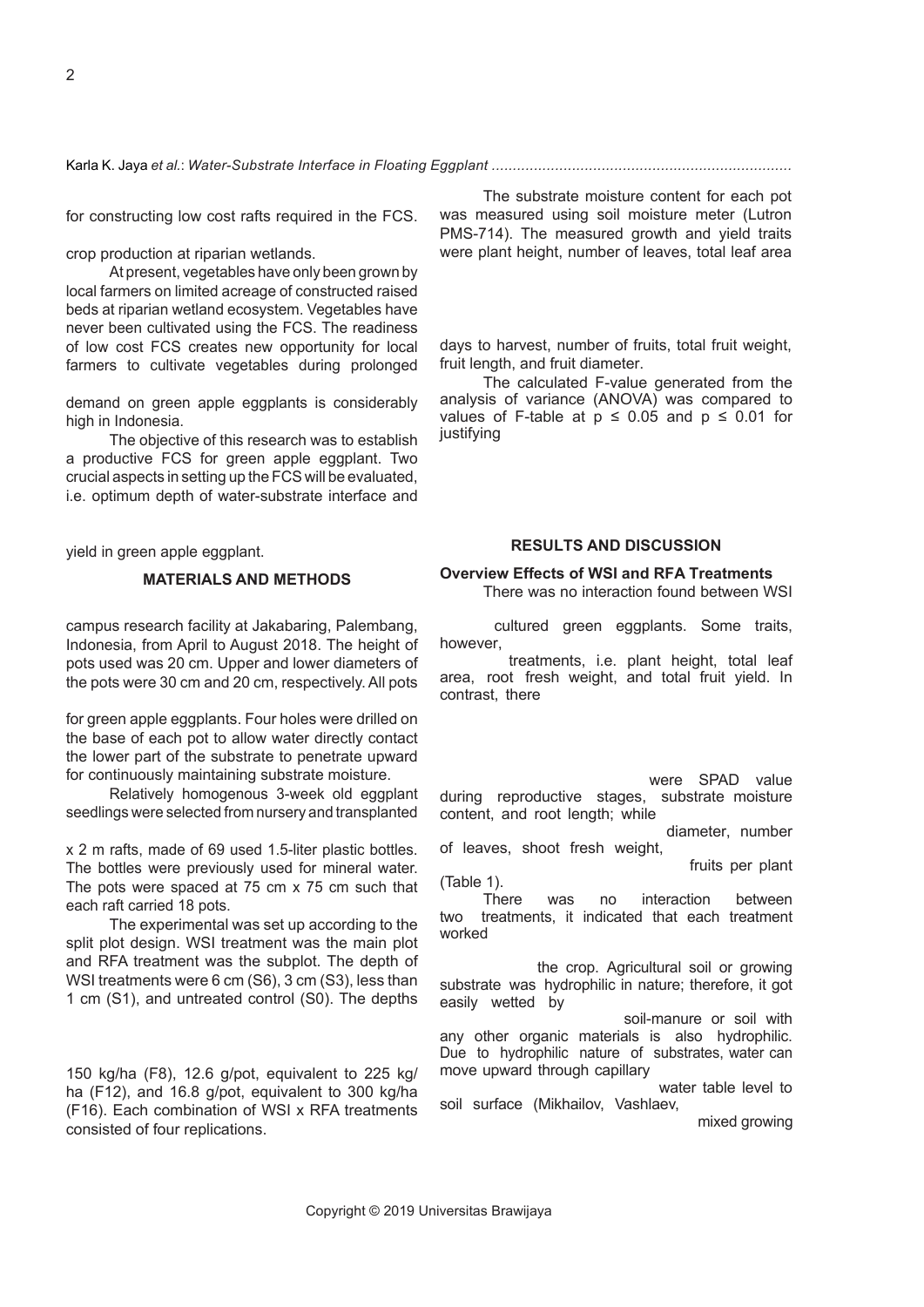for constructing low cost rafts required in the FCS.

crop production at riparian wetlands.

At present, vegetables have only been grown by local farmers on limited acreage of constructed raised beds at riparian wetland ecosystem. Vegetables have never been cultivated using the FCS. The readiness of low cost FCS creates new opportunity for local farmers to cultivate vegetables during prolonged

demand on green apple eggplants is considerably high in Indonesia.

The objective of this research was to establish a productive FCS for green apple eggplant. Two crucial aspects in setting up the FCS will be evaluated, i.e. optimum depth of water-substrate interface and

yield in green apple eggplant.

## MATERIALS AND METHODS

campus research facility at Jakabaring, Palembang, Indonesia, from April to August 2018. The height of pots used was 20 cm. Upper and lower diameters of the pots were 30 cm and 20 cm, respectively. All pots

for green apple eggplants. Four holes were drilled on the base of each pot to allow water directly contact the lower part of the substrate to penetrate upward for continuously maintaining substrate moisture.

Relatively homogenous 3-week old eggplant seedlings were selected from nursery and transplanted

x 2 m rafts, made of 69 used 1.5-liter plastic bottles. The bottles were previously used for mineral water. The pots were spaced at 75 cm x 75 cm such that each raft carried 18 pots.

The experimental was set up according to the split plot design. WSI treatment was the main plot and RFA treatment was the subplot. The depth of WSI treatments were 6 cm (S6), 3 cm (S3), less than 1 cm (S1), and untreated control (S0). The depths

150 kg/ha (F8), 12.6 g/pot, equivalent to 225 kg/ha (F12), and 16.8 g/pot, equivalent to 300 kg/ha (F16). Each combination of WSI x RFA treatments consisted of four replications.

The substrate moisture content for each pot was measured using soil moisture meter (Lutron PMS-714). The measured growth and yield traits were plant height, number of leaves, total leaf area

days to harvest, number of fruits, total fruit weight, fruit length, and fruit diameter.

The calculated F-value generated from the analysis of variance (ANOVA) was compared to values of F-table at $p \leq 0.05$ and $p \leq 0.01$ for justifying

## RESULTS AND DISCUSSION

### Overview Effects of WSI and RFA Treatments

There was no interaction found between WSI

cultured green eggplants. Some traits, however,

treatments, i.e. plant height, total leaf area, root fresh weight, and total fruit yield. In contrast, there

were SPAD value during reproductive stages, substrate moisture content, and root length; while

diameter, number of leaves, shoot fresh weight,

fruits per plant (Table 1).

There was no interaction between two treatments, it indicated that each treatment worked

the crop. Agricultural soil or growing substrate was hydrophilic in nature; therefore, it got easily wetted by

soil-manure or soil with any other organic materials is also hydrophilic. Due to hydrophilic nature of substrates, water can move upward through capillary

water table level to soil surface (Mikhailov, Vashlaev,

mixed growing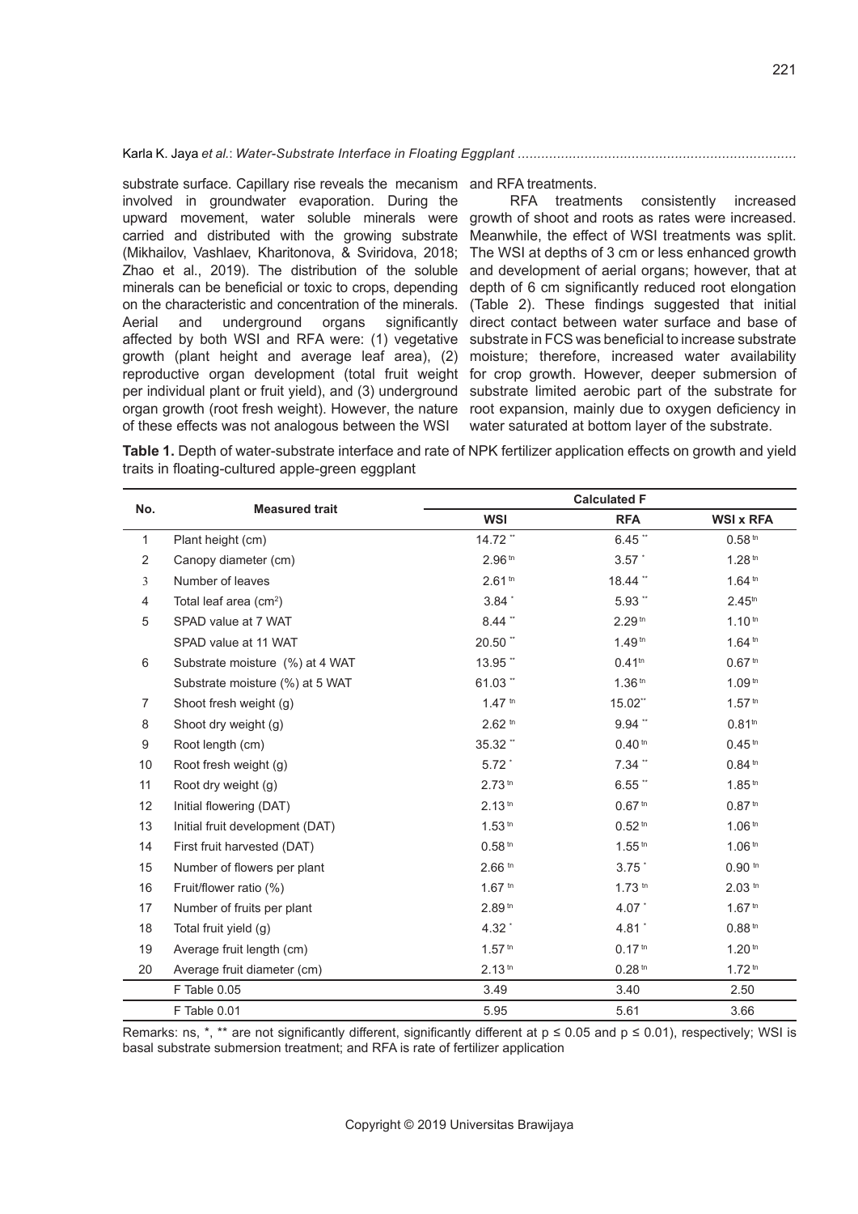substrate surface. Capillary rise reveals the mecanism involved in groundwater evaporation. During the upward movement, water soluble minerals were carried and distributed with the growing substrate (Mikhailov, Vashlaev, Kharitonova, & Sviridova, 2018; Zhao et al., 2019). The distribution of the soluble minerals can be beneficial or toxic to crops, depending on the characteristic and concentration of the minerals. Aerial and underground organs significantly affected by both WSI and RFA were: (1) vegetative growth (plant height and average leaf area), (2) reproductive organ development (total fruit weight per individual plant or fruit yield), and (3) underground organ growth (root fresh weight). However, the nature of these effects was not analogous between the WSI and RFA treatments.

RFA treatments consistently increased growth of shoot and roots as rates were increased. Meanwhile, the effect of WSI treatments was split. The WSI at depths of 3 cm or less enhanced growth and development of aerial organs; however, that at depth of 6 cm significantly reduced root elongation (Table 2). These findings suggested that initial direct contact between water surface and base of substrate in FCS was beneficial to increase substrate moisture; therefore, increased water availability for crop growth. However, deeper submersion of substrate limited aerobic part of the substrate for root expansion, mainly due to oxygen deficiency in water saturated at bottom layer of the substrate.

**Table 1.** Depth of water-substrate interface and rate of NPK fertilizer application effects on growth and yield traits in floating-cultured apple-green eggplant

| No. | Measured trait | Calculated F | | |
|---|---|---|---|---|
| | | WSI | RFA | WSI x RFA |
| 1 | Plant height (cm) | 14.72 ** | 6.45 ** | 0.58 tn |
| 2 | Canopy diameter (cm) | 2.96 tn | 3.57 * | 1.28 tn |
| 3 | Number of leaves | 2.61 tn | 18.44 ** | 1.64 tn |
| 4 | Total leaf area (cm$^2$) | 3.84 * | 5.93 ** | 2.45tn |
| 5 | SPAD value at 7 WAT | 8.44 ** | 2.29 tn | 1.10 tn |
| | SPAD value at 11 WAT | 20.50 ** | 1.49 tn | 1.64 tn |
| 6 | Substrate moisture (%) at 4 WAT | 13.95 ** | 0.41tn | 0.67 tn |
| | Substrate moisture (%) at 5 WAT | 61.03 ** | 1.36 tn | 1.09 tn |
| 7 | Shoot fresh weight (g) | 1.47 tn | 15.02** | 1.57 tn |
| 8 | Shoot dry weight (g) | 2.62 tn | 9.94 ** | 0.81tn |
| 9 | Root length (cm) | 35.32 ** | 0.40 tn | 0.45 tn |
| 10 | Root fresh weight (g) | 5.72 * | 7.34 ** | 0.84 tn |
| 11 | Root dry weight (g) | 2.73 tn | 6.55 ** | 1.85 tn |
| 12 | Initial flowering (DAT) | 2.13 tn | 0.67 tn | 0.87 tn |
| 13 | Initial fruit development (DAT) | 1.53 tn | 0.52 tn | 1.06 tn |
| 14 | First fruit harvested (DAT) | 0.58 tn | 1.55 tn | 1.06 tn |
| 15 | Number of flowers per plant | 2.66 tn | 3.75 * | 0.90 tn |
| 16 | Fruit/flower ratio (%) | 1.67 tn | 1.73 tn | 2.03 tn |
| 17 | Number of fruits per plant | 2.89 tn | 4.07 * | 1.67 tn |
| 18 | Total fruit yield (g) | 4.32 * | 4.81 * | 0.88 tn |
| 19 | Average fruit length (cm) | 1.57 tn | 0.17 tn | 1.20 tn |
| 20 | Average fruit diameter (cm) | 2.13 tn | 0.28 tn | 1.72 tn |
| | F Table 0.05 | 3.49 | 3.40 | 2.50 |
| | F Table 0.01 | 5.95 | 5.61 | 3.66 |

Remarks: ns, *, ** are not significantly different, significantly different at $p \leq 0.05$ and $p \leq 0.01$), respectively; WSI is basal substrate submersion treatment; and RFA is rate of fertilizer application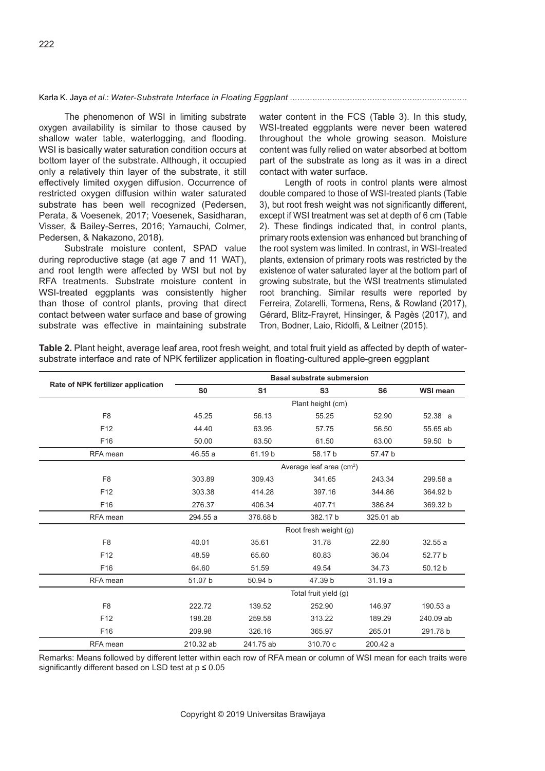The phenomenon of WSI in limiting substrate oxygen availability is similar to those caused by shallow water table, waterlogging, and flooding. WSI is basically water saturation condition occurs at bottom layer of the substrate. Although, it occupied only a relatively thin layer of the substrate, it still effectively limited oxygen diffusion. Occurrence of restricted oxygen diffusion within water saturated substrate has been well recognized (Pedersen, Perata, & Voesenek, 2017; Voesenek, Sasidharan, Visser, & Bailey-Serres, 2016; Yamauchi, Colmer, Pedersen, & Nakazono, 2018).

Substrate moisture content, SPAD value during reproductive stage (at age 7 and 11 WAT), and root length were affected by WSI but not by RFA treatments. Substrate moisture content in WSI-treated eggplants was consistently higher than those of control plants, proving that direct contact between water surface and base of growing substrate was effective in maintaining substrate water content in the FCS (Table 3). In this study, WSI-treated eggplants were never been watered throughout the whole growing season. Moisture content was fully relied on water absorbed at bottom part of the substrate as long as it was in a direct contact with water surface.

Length of roots in control plants were almost double compared to those of WSI-treated plants (Table 3), but root fresh weight was not significantly different, except if WSI treatment was set at depth of 6 cm (Table 2). These findings indicated that, in control plants, primary roots extension was enhanced but branching of the root system was limited. In contrast, in WSI-treated plants, extension of primary roots was restricted by the existence of water saturated layer at the bottom part of growing substrate, but the WSI treatments stimulated root branching. Similar results were reported by Ferreira, Zotarelli, Tormena, Rens, & Rowland (2017), Gérard, Blitz-Frayret, Hinsinger, & Pagès (2017), and Tron, Bodner, Laio, Ridolfi, & Leitner (2015).

**Table 2.** Plant height, average leaf area, root fresh weight, and total fruit yield as affected by depth of water-substrate interface and rate of NPK fertilizer application in floating-cultured apple-green eggplant

| Rate of NPK fertilizer application | Basal substrate submersion | | | | |
|---|---|---|---|---|---|
| | S0 | S1 | S3 | S6 | WSI mean |
| | Plant height (cm) | | | | |
| F8 | 45.25 | 56.13 | 55.25 | 52.90 | 52.38 a |
| F12 | 44.40 | 63.95 | 57.75 | 56.50 | 55.65 ab |
| F16 | 50.00 | 63.50 | 61.50 | 63.00 | 59.50 b |
| RFA mean | 46.55 a | 61.19 b | 58.17 b | 57.47 b | |
| | Average leaf area (cm$^2$) | | | | |
| F8 | 303.89 | 309.43 | 341.65 | 243.34 | 299.58 a |
| F12 | 303.38 | 414.28 | 397.16 | 344.86 | 364.92 b |
| F16 | 276.37 | 406.34 | 407.71 | 386.84 | 369.32 b |
| RFA mean | 294.55 a | 376.68 b | 382.17 b | 325.01 ab | |
| | Root fresh weight (g) | | | | |
| F8 | 40.01 | 35.61 | 31.78 | 22.80 | 32.55 a |
| F12 | 48.59 | 65.60 | 60.83 | 36.04 | 52.77 b |
| F16 | 64.60 | 51.59 | 49.54 | 34.73 | 50.12 b |
| RFA mean | 51.07 b | 50.94 b | 47.39 b | 31.19 a | |
| | Total fruit yield (g) | | | | |
| F8 | 222.72 | 139.52 | 252.90 | 146.97 | 190.53 a |
| F12 | 198.28 | 259.58 | 313.22 | 189.29 | 240.09 ab |
| F16 | 209.98 | 326.16 | 365.97 | 265.01 | 291.78 b |
| RFA mean | 210.32 ab | 241.75 ab | 310.70 c | 200.42 a | |

Remarks: Means followed by different letter within each row of RFA mean or column of WSI mean for each traits were significantly different based on LSD test at $p \leq 0.05$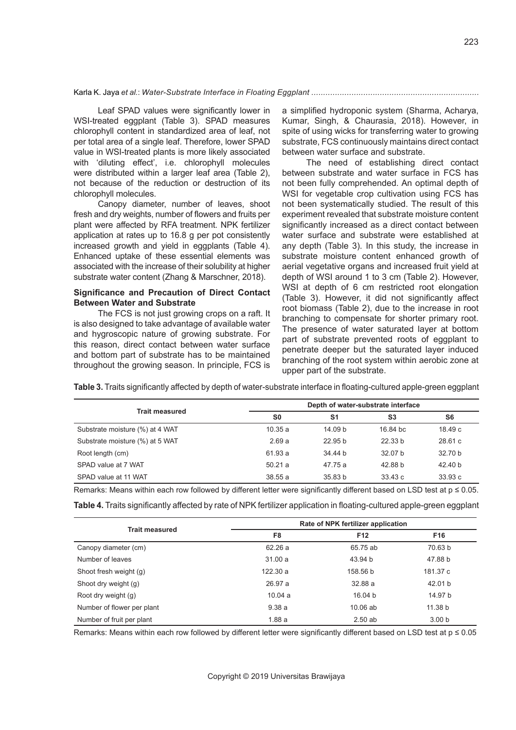Leaf SPAD values were significantly lower in WSI-treated eggplant (Table 3). SPAD measures chlorophyll content in standardized area of leaf, not per total area of a single leaf. Therefore, lower SPAD value in WSI-treated plants is more likely associated with 'diluting effect', i.e. chlorophyll molecules were distributed within a larger leaf area (Table 2), not because of the reduction or destruction of its chlorophyll molecules.

Canopy diameter, number of leaves, shoot fresh and dry weights, number of flowers and fruits per plant were affected by RFA treatment. NPK fertilizer application at rates up to 16.8 g per pot consistently increased growth and yield in eggplants (Table 4). Enhanced uptake of these essential elements was associated with the increase of their solubility at higher substrate water content (Zhang & Marschner, 2018).

### Significance and Precaution of Direct Contact Between Water and Substrate

The FCS is not just growing crops on a raft. It is also designed to take advantage of available water and hygroscopic nature of growing substrate. For this reason, direct contact between water surface and bottom part of substrate has to be maintained throughout the growing season. In principle, FCS is a simplified hydroponic system (Sharma, Acharya, Kumar, Singh, & Chaurasia, 2018). However, in spite of using wicks for transferring water to growing substrate, FCS continuously maintains direct contact between water surface and substrate.

The need of establishing direct contact between substrate and water surface in FCS has not been fully comprehended. An optimal depth of WSI for vegetable crop cultivation using FCS has not been systematically studied. The result of this experiment revealed that substrate moisture content significantly increased as a direct contact between water surface and substrate were established at any depth (Table 3). In this study, the increase in substrate moisture content enhanced growth of aerial vegetative organs and increased fruit yield at depth of WSI around 1 to 3 cm (Table 2). However, WSI at depth of 6 cm restricted root elongation (Table 3). However, it did not significantly affect root biomass (Table 2), due to the increase in root branching to compensate for shorter primary root. The presence of water saturated layer at bottom part of substrate prevented roots of eggplant to penetrate deeper but the saturated layer induced branching of the root system within aerobic zone at upper part of the substrate.

**Table 3.** Traits significantly affected by depth of water-substrate interface in floating-cultured apple-green eggplant

| Trait measured | Depth of water-substrate interface | | | |
|---|---|---|---|---|
| | S0 | S1 | S3 | S6 |
| Substrate moisture (%) at 4 WAT | 10.35 a | 14.09 b | 16.84 bc | 18.49 c |
| Substrate moisture (%) at 5 WAT | 2.69 a | 22.95 b | 22.33 b | 28.61 c |
| Root length (cm) | 61.93 a | 34.44 b | 32.07 b | 32.70 b |
| SPAD value at 7 WAT | 50.21 a | 47.75 a | 42.88 b | 42.40 b |
| SPAD value at 11 WAT | 38.55 a | 35.83 b | 33.43 c | 33.93 c |

Remarks: Means within each row followed by different letter were significantly different based on LSD test at $p \leq 0.05$.

**Table 4.** Traits significantly affected by rate of NPK fertilizer application in floating-cultured apple-green eggplant

| Trait measured | Rate of NPK fertilizer application | | |
|---|---|---|---|
| | F8 | F12 | F16 |
| Canopy diameter (cm) | 62.26 a | 65.75 ab | 70.63 b |
| Number of leaves | 31.00 a | 43.94 b | 47.88 b |
| Shoot fresh weight (g) | 122.30 a | 158.56 b | 181.37 c |
| Shoot dry weight (g) | 26.97 a | 32.88 a | 42.01 b |
| Root dry weight (g) | 10.04 a | 16.04 b | 14.97 b |
| Number of flower per plant | 9.38 a | 10.06 ab | 11.38 b |
| Number of fruit per plant | 1.88 a | 2.50 ab | 3.00 b |

Remarks: Means within each row followed by different letter were significantly different based on LSD test at $p \leq 0.05$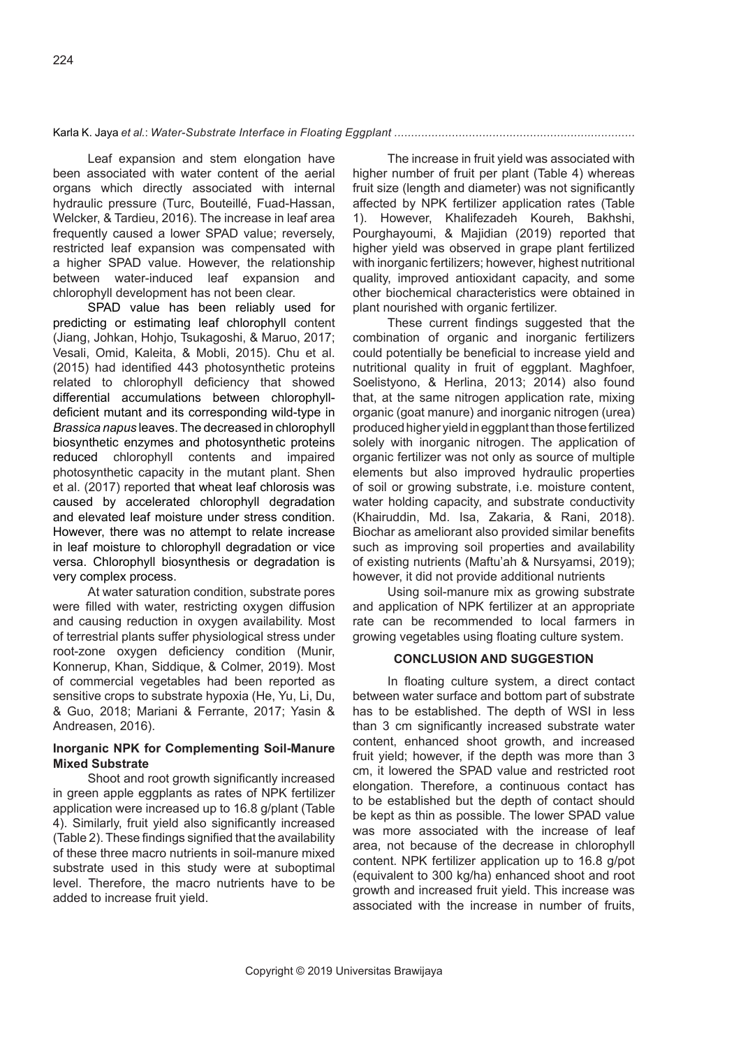Leaf expansion and stem elongation have been associated with water content of the aerial organs which directly associated with internal hydraulic pressure (Turc, Bouteillé, Fuad-Hassan, Welcker, & Tardieu, 2016). The increase in leaf area frequently caused a lower SPAD value; reversely, restricted leaf expansion was compensated with a higher SPAD value. However, the relationship between water-induced leaf expansion and chlorophyll development has not been clear.

SPAD value has been reliably used for predicting or estimating leaf chlorophyll content (Jiang, Johkan, Hohjo, Tsukagoshi, & Maruo, 2017; Vesali, Omid, Kaleita, & Mobli, 2015). Chu et al. (2015) had identified 443 photosynthetic proteins related to chlorophyll deficiency that showed differential accumulations between chlorophyll-deficient mutant and its corresponding wild-type in *Brassica napus* leaves. The decreased in chlorophyll biosynthetic enzymes and photosynthetic proteins reduced chlorophyll contents and impaired photosynthetic capacity in the mutant plant. Shen et al. (2017) reported that wheat leaf chlorosis was caused by accelerated chlorophyll degradation and elevated leaf moisture under stress condition. However, there was no attempt to relate increase in leaf moisture to chlorophyll degradation or vice versa. Chlorophyll biosynthesis or degradation is very complex process.

At water saturation condition, substrate pores were filled with water, restricting oxygen diffusion and causing reduction in oxygen availability. Most of terrestrial plants suffer physiological stress under root-zone oxygen deficiency condition (Munir, Konnerup, Khan, Siddique, & Colmer, 2019). Most of commercial vegetables had been reported as sensitive crops to substrate hypoxia (He, Yu, Li, Du, & Guo, 2018; Mariani & Ferrante, 2017; Yasin & Andreasen, 2016).

### Inorganic NPK for Complementing Soil-Manure Mixed Substrate

Shoot and root growth significantly increased in green apple eggplants as rates of NPK fertilizer application were increased up to 16.8 g/plant (Table 4). Similarly, fruit yield also significantly increased (Table 2). These findings signified that the availability of these three macro nutrients in soil-manure mixed substrate used in this study were at suboptimal level. Therefore, the macro nutrients have to be added to increase fruit yield.

The increase in fruit yield was associated with higher number of fruit per plant (Table 4) whereas fruit size (length and diameter) was not significantly affected by NPK fertilizer application rates (Table 1). However, Khalifezadeh Koureh, Bakhshi, Pourghayoumi, & Majidian (2019) reported that higher yield was observed in grape plant fertilized with inorganic fertilizers; however, highest nutritional quality, improved antioxidant capacity, and some other biochemical characteristics were obtained in plant nourished with organic fertilizer.

These current findings suggested that the combination of organic and inorganic fertilizers could potentially be beneficial to increase yield and nutritional quality in fruit of eggplant. Maghfoer, Soelistyono, & Herlina, 2013; 2014) also found that, at the same nitrogen application rate, mixing organic (goat manure) and inorganic nitrogen (urea) produced higher yield in eggplant than those fertilized solely with inorganic nitrogen. The application of organic fertilizer was not only as source of multiple elements but also improved hydraulic properties of soil or growing substrate, i.e. moisture content, water holding capacity, and substrate conductivity (Khairuddin, Md. Isa, Zakaria, & Rani, 2018). Biochar as ameliorant also provided similar benefits such as improving soil properties and availability of existing nutrients (Maftu'ah & Nursyamsi, 2019); however, it did not provide additional nutrients

Using soil-manure mix as growing substrate and application of NPK fertilizer at an appropriate rate can be recommended to local farmers in growing vegetables using floating culture system.

## CONCLUSION AND SUGGESTION

In floating culture system, a direct contact between water surface and bottom part of substrate has to be established. The depth of WSI in less than 3 cm significantly increased substrate water content, enhanced shoot growth, and increased fruit yield; however, if the depth was more than 3 cm, it lowered the SPAD value and restricted root elongation. Therefore, a continuous contact has to be established but the depth of contact should be kept as thin as possible. The lower SPAD value was more associated with the increase of leaf area, not because of the decrease in chlorophyll content. NPK fertilizer application up to 16.8 g/pot (equivalent to 300 kg/ha) enhanced shoot and root growth and increased fruit yield. This increase was associated with the increase in number of fruits,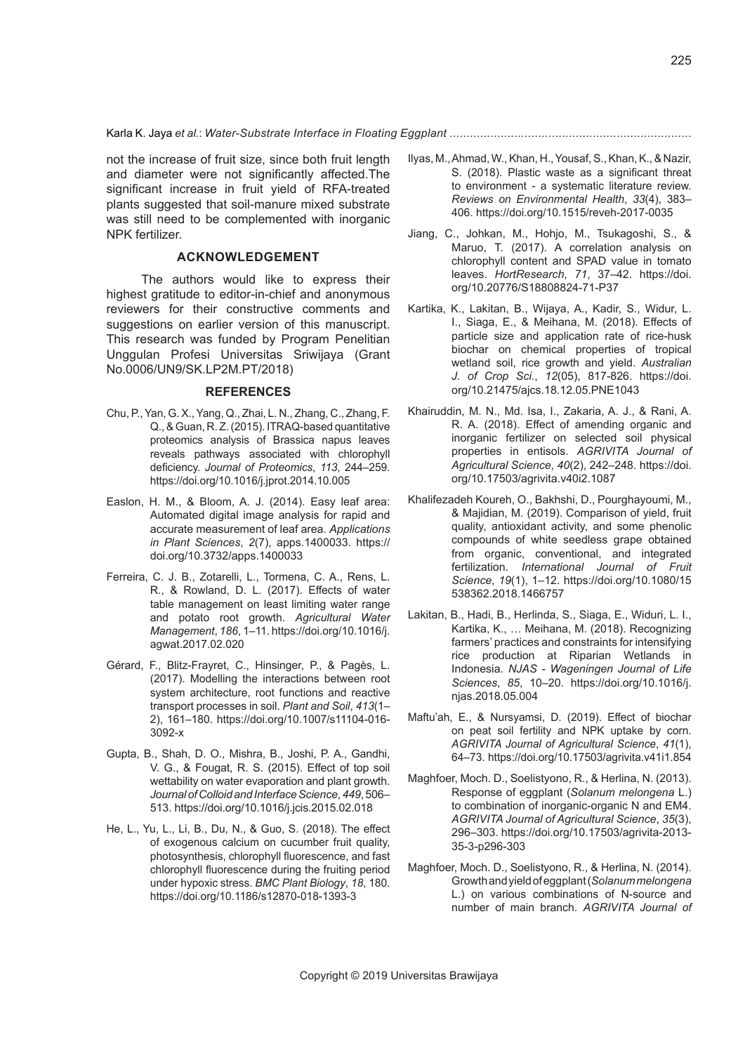not the increase of fruit size, since both fruit length and diameter were not significantly affected.The significant increase in fruit yield of RFA-treated plants suggested that soil-manure mixed substrate was still need to be complemented with inorganic NPK fertilizer.

## ACKNOWLEDGEMENT

The authors would like to express their highest gratitude to editor-in-chief and anonymous reviewers for their constructive comments and suggestions on earlier version of this manuscript. This research was funded by Program Penelitian Unggulan Profesi Universitas Sriwijaya (Grant No.0006/UN9/SK.LP2M.PT/2018)

## REFERENCES

Chu, P., Yan, G. X., Yang, Q., Zhai, L. N., Zhang, C., Zhang, F. Q., & Guan, R. Z. (2015). ITRAQ-based quantitative proteomics analysis of Brassica napus leaves reveals pathways associated with chlorophyll deficiency. *Journal of Proteomics*, *113*, 244–259. https://doi.org/10.1016/j.jprot.2014.10.005

Easlon, H. M., & Bloom, A. J. (2014). Easy leaf area: Automated digital image analysis for rapid and accurate measurement of leaf area. *Applications in Plant Sciences*, *2*(7), apps.1400033. https://doi.org/10.3732/apps.1400033

Ferreira, C. J. B., Zotarelli, L., Tormena, C. A., Rens, L. R., & Rowland, D. L. (2017). Effects of water table management on least limiting water range and potato root growth. *Agricultural Water Management*, *186*, 1–11. https://doi.org/10.1016/j.agwat.2017.02.020

Gérard, F., Blitz-Frayret, C., Hinsinger, P., & Pagès, L. (2017). Modelling the interactions between root system architecture, root functions and reactive transport processes in soil. *Plant and Soil*, *413*(1–2), 161–180. https://doi.org/10.1007/s11104-016-3092-x

Gupta, B., Shah, D. O., Mishra, B., Joshi, P. A., Gandhi, V. G., & Fougat, R. S. (2015). Effect of top soil wettability on water evaporation and plant growth. *Journal of Colloid and Interface Science*, *449*, 506–513. https://doi.org/10.1016/j.jcis.2015.02.018

He, L., Yu, L., Li, B., Du, N., & Guo, S. (2018). The effect of exogenous calcium on cucumber fruit quality, photosynthesis, chlorophyll fluorescence, and fast chlorophyll fluorescence during the fruiting period under hypoxic stress. *BMC Plant Biology*, *18*, 180. https://doi.org/10.1186/s12870-018-1393-3

Ilyas, M., Ahmad, W., Khan, H., Yousaf, S., Khan, K., & Nazir, S. (2018). Plastic waste as a significant threat to environment - a systematic literature review. *Reviews on Environmental Health*, *33*(4), 383–406. https://doi.org/10.1515/reveh-2017-0035

Jiang, C., Johkan, M., Hohjo, M., Tsukagoshi, S., & Maruo, T. (2017). A correlation analysis on chlorophyll content and SPAD value in tomato leaves. *HortResearch*, *71*, 37–42. https://doi.org/10.20776/S18808824-71-P37

Kartika, K., Lakitan, B., Wijaya, A., Kadir, S., Widur, L. I., Siaga, E., & Meihana, M. (2018). Effects of particle size and application rate of rice-husk biochar on chemical properties of tropical wetland soil, rice growth and yield. *Australian J. of Crop Sci.*, *12*(05), 817-826. https://doi.org/10.21475/ajcs.18.12.05.PNE1043

Khairuddin, M. N., Md. Isa, I., Zakaria, A. J., & Rani, A. R. A. (2018). Effect of amending organic and inorganic fertilizer on selected soil physical properties in entisols. *AGRIVITA Journal of Agricultural Science*, *40*(2), 242–248. https://doi.org/10.17503/agrivita.v40i2.1087

Khalifezadeh Koureh, O., Bakhshi, D., Pourghayoumi, M., & Majidian, M. (2019). Comparison of yield, fruit quality, antioxidant activity, and some phenolic compounds of white seedless grape obtained from organic, conventional, and integrated fertilization. *International Journal of Fruit Science*, *19*(1), 1–12. https://doi.org/10.1080/15538362.2018.1466757

Lakitan, B., Hadi, B., Herlinda, S., Siaga, E., Widuri, L. I., Kartika, K., … Meihana, M. (2018). Recognizing farmers' practices and constraints for intensifying rice production at Riparian Wetlands in Indonesia. *NJAS - Wageningen Journal of Life Sciences*, *85*, 10–20. https://doi.org/10.1016/j.njas.2018.05.004

Maftu'ah, E., & Nursyamsi, D. (2019). Effect of biochar on peat soil fertility and NPK uptake by corn. *AGRIVITA Journal of Agricultural Science*, *41*(1), 64–73. https://doi.org/10.17503/agrivita.v41i1.854

Maghfoer, Moch. D., Soelistyono, R., & Herlina, N. (2013). Response of eggplant (*Solanum melongena* L.) to combination of inorganic-organic N and EM4. *AGRIVITA Journal of Agricultural Science*, *35*(3), 296–303. https://doi.org/10.17503/agrivita-2013-35-3-p296-303

Maghfoer, Moch. D., Soelistyono, R., & Herlina, N. (2014). Growth and yield of eggplant (*Solanum melongena* L.) on various combinations of N-source and number of main branch. *AGRIVITA Journal of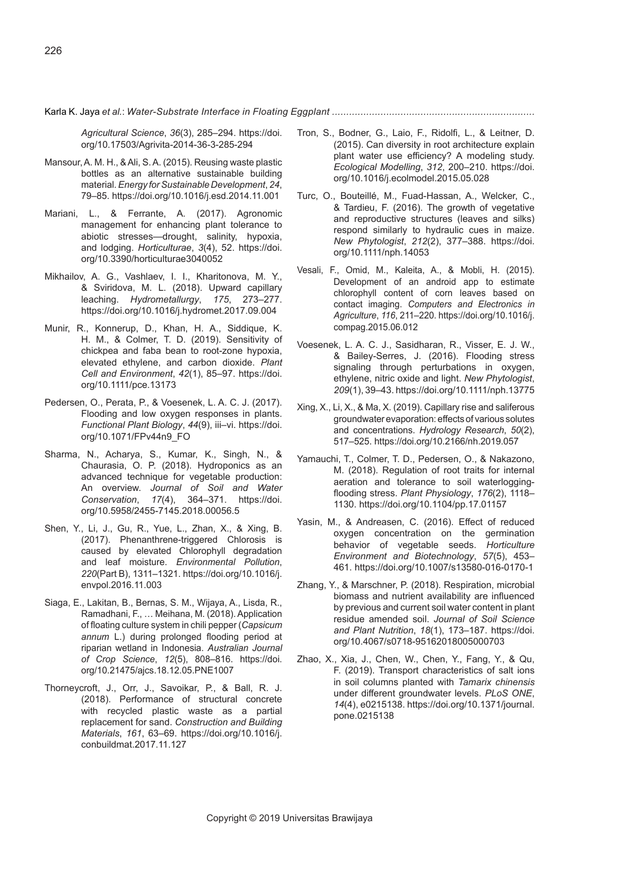*Agricultural Science*, *36*(3), 285–294. https://doi.org/10.17503/Agrivita-2014-36-3-285-294

Mansour, A. M. H., & Ali, S. A. (2015). Reusing waste plastic bottles as an alternative sustainable building material. *Energy for Sustainable Development*, *24*, 79–85. https://doi.org/10.1016/j.esd.2014.11.001

Mariani, L., & Ferrante, A. (2017). Agronomic management for enhancing plant tolerance to abiotic stresses—drought, salinity, hypoxia, and lodging. *Horticulturae*, *3*(4), 52. https://doi.org/10.3390/horticulturae3040052

Mikhailov, A. G., Vashlaev, I. I., Kharitonova, M. Y., & Sviridova, M. L. (2018). Upward capillary leaching. *Hydrometallurgy*, *175*, 273–277. https://doi.org/10.1016/j.hydromet.2017.09.004

Munir, R., Konnerup, D., Khan, H. A., Siddique, K. H. M., & Colmer, T. D. (2019). Sensitivity of chickpea and faba bean to root-zone hypoxia, elevated ethylene, and carbon dioxide. *Plant Cell and Environment*, *42*(1), 85–97. https://doi.org/10.1111/pce.13173

Pedersen, O., Perata, P., & Voesenek, L. A. C. J. (2017). Flooding and low oxygen responses in plants. *Functional Plant Biology*, *44*(9), iii–vi. https://doi.org/10.1071/FPv44n9_FO

Sharma, N., Acharya, S., Kumar, K., Singh, N., & Chaurasia, O. P. (2018). Hydroponics as an advanced technique for vegetable production: An overview. *Journal of Soil and Water Conservation*, *17*(4), 364–371. https://doi.org/10.5958/2455-7145.2018.00056.5

Shen, Y., Li, J., Gu, R., Yue, L., Zhan, X., & Xing, B. (2017). Phenanthrene-triggered Chlorosis is caused by elevated Chlorophyll degradation and leaf moisture. *Environmental Pollution*, *220*(Part B), 1311–1321. https://doi.org/10.1016/j.envpol.2016.11.003

Siaga, E., Lakitan, B., Bernas, S. M., Wijaya, A., Lisda, R., Ramadhani, F., … Meihana, M. (2018). Application of floating culture system in chili pepper (*Capsicum annum* L.) during prolonged flooding period at riparian wetland in Indonesia. *Australian Journal of Crop Science*, *12*(5), 808–816. https://doi.org/10.21475/ajcs.18.12.05.PNE1007

Thorneycroft, J., Orr, J., Savoikar, P., & Ball, R. J. (2018). Performance of structural concrete with recycled plastic waste as a partial replacement for sand. *Construction and Building Materials*, *161*, 63–69. https://doi.org/10.1016/j.conbuildmat.2017.11.127

Tron, S., Bodner, G., Laio, F., Ridolfi, L., & Leitner, D. (2015). Can diversity in root architecture explain plant water use efficiency? A modeling study. *Ecological Modelling*, *312*, 200–210. https://doi.org/10.1016/j.ecolmodel.2015.05.028

Turc, O., Bouteillé, M., Fuad-Hassan, A., Welcker, C., & Tardieu, F. (2016). The growth of vegetative and reproductive structures (leaves and silks) respond similarly to hydraulic cues in maize. *New Phytologist*, *212*(2), 377–388. https://doi.org/10.1111/nph.14053

Vesali, F., Omid, M., Kaleita, A., & Mobli, H. (2015). Development of an android app to estimate chlorophyll content of corn leaves based on contact imaging. *Computers and Electronics in Agriculture*, *116*, 211–220. https://doi.org/10.1016/j.compag.2015.06.012

Voesenek, L. A. C. J., Sasidharan, R., Visser, E. J. W., & Bailey-Serres, J. (2016). Flooding stress signaling through perturbations in oxygen, ethylene, nitric oxide and light. *New Phytologist*, *209*(1), 39–43. https://doi.org/10.1111/nph.13775

Xing, X., Li, X., & Ma, X. (2019). Capillary rise and saliferous groundwater evaporation: effects of various solutes and concentrations. *Hydrology Research*, *50*(2), 517–525. https://doi.org/10.2166/nh.2019.057

Yamauchi, T., Colmer, T. D., Pedersen, O., & Nakazono, M. (2018). Regulation of root traits for internal aeration and tolerance to soil waterlogging-flooding stress. *Plant Physiology*, *176*(2), 1118–1130. https://doi.org/10.1104/pp.17.01157

Yasin, M., & Andreasen, C. (2016). Effect of reduced oxygen concentration on the germination behavior of vegetable seeds. *Horticulture Environment and Biotechnology*, *57*(5), 453–461. https://doi.org/10.1007/s13580-016-0170-1

Zhang, Y., & Marschner, P. (2018). Respiration, microbial biomass and nutrient availability are influenced by previous and current soil water content in plant residue amended soil. *Journal of Soil Science and Plant Nutrition*, *18*(1), 173–187. https://doi.org/10.4067/s0718-95162018005000703

Zhao, X., Xia, J., Chen, W., Chen, Y., Fang, Y., & Qu, F. (2019). Transport characteristics of salt ions in soil columns planted with *Tamarix chinensis* under different groundwater levels. *PLoS ONE*, *14*(4), e0215138. https://doi.org/10.1371/journal.pone.0215138